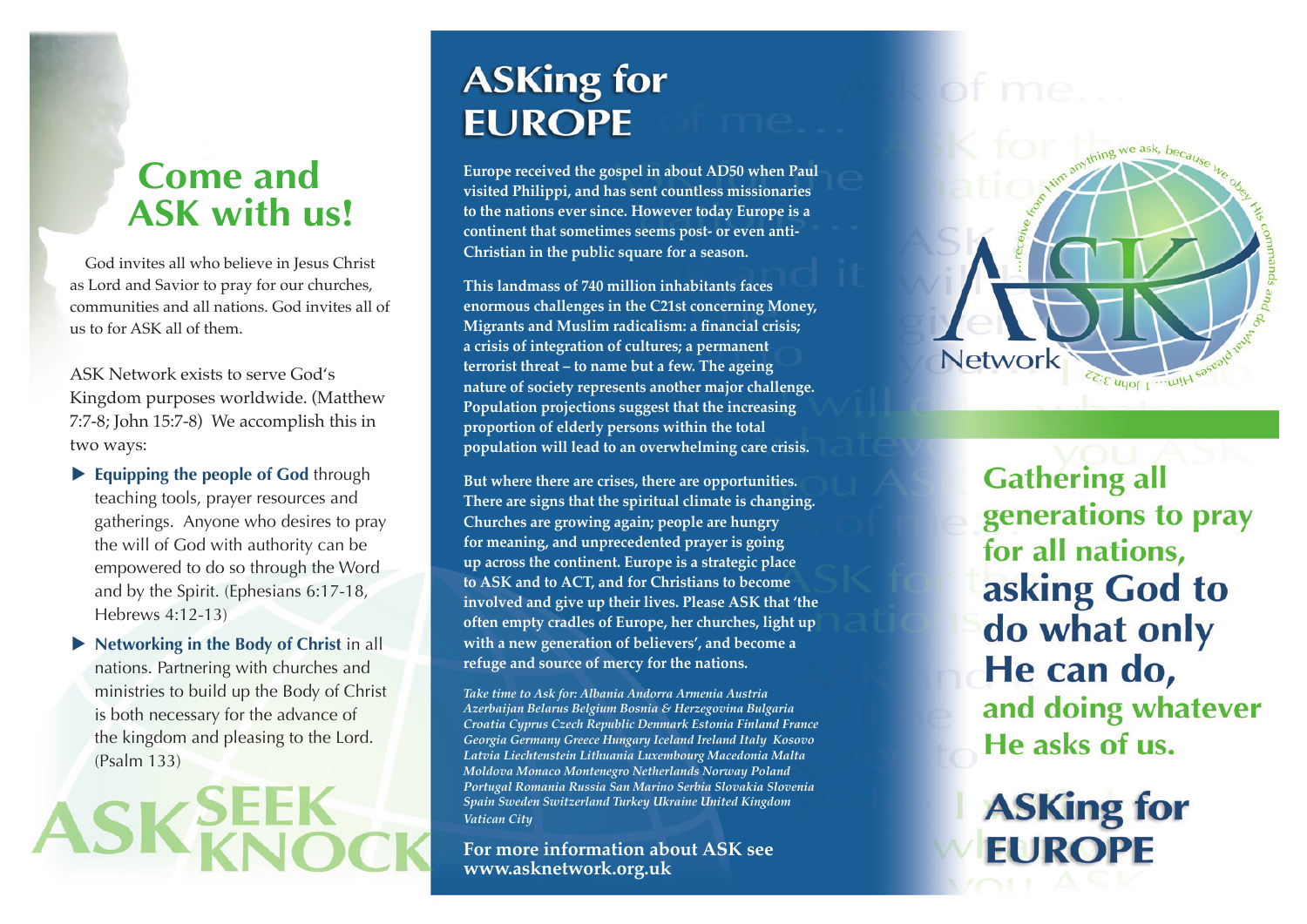# Come and ASK with us!

God invites all who believe in Jesus Christ as Lord and Savior to pray for our churches, communities and all nations. God invites all of us to for ASK all of them.

ASK Network exists to serve God's Kingdom purposes worldwide. (Matthew 7:7-8; John 15:7-8) We accomplish this in two ways:

- **Equipping the people of God** through teaching tools, prayer resources and gatherings. Anyone who desires to pray the will of God with authority can be empowered to do so through the Word and by the Spirit. (Ephesians 6:17-18, Hebrews 4:12-13)
- **Networking in the Body of Christ** in all nations. Partnering with churches and ministries to build up the Body of Christ is both necessary for the advance of the kingdom and pleasing to the Lord. (Psalm 133)

ASK SEEK KNOCK

# ASKing for EUROPE

**Europe received the gospel in about AD50 when Paul visited Philippi, and has sent countless missionaries to the nations ever since. However today Europe is a continent that sometimes seems post- or even anti-Christian in the public square for a season.**

**This landmass of 740 million inhabitants faces enormous challenges in the C21st concerning Money, Migrants and Muslim radicalism: a financial crisis; a crisis of integration of cultures; a permanent terrorist threat – to name but a few. The ageing nature of society represents another major challenge. Population projections suggest that the increasing proportion of elderly persons within the total population will lead to an overwhelming care crisis.**

**But where there are crises, there are opportunities. There are signs that the spiritual climate is changing. Churches are growing again; people are hungry for meaning, and unprecedented prayer is going up across the continent. Europe is a strategic place to ASK and to ACT, and for Christians to become involved and give up their lives. Please ASK that 'the often empty cradles of Europe, her churches, light up with a new generation of believers', and become a refuge and source of mercy for the nations.**

*Take time to Ask for: Albania Andorra Armenia Austria Azerbaijan Belarus Belgium Bosnia & Herzegovina Bulgaria Croatia Cyprus Czech Republic Denmark Estonia Finland France Georgia Germany Greece Hungary Iceland Ireland Italy Kosovo Latvia Liechtenstein Lithuania Luxembourg Macedonia Malta Moldova Monaco Montenegro Netherlands Norway Poland Portugal Romania Russia San Marino Serbia Slovakia Slovenia Spain Sweden Switzerland Turkey Ukraine United Kingdom Vatican City*

**For more information about ASK see www.asknetwork.org.uk**

ASK Network

...receive from Him anything we ask, because we obey His commands and do what pleases Him... 1 John 3:22

## Gathering all generations to pray for all nations, asking God to do what only He can do, and doing whatever He asks of us.

# ASKing for EUROPE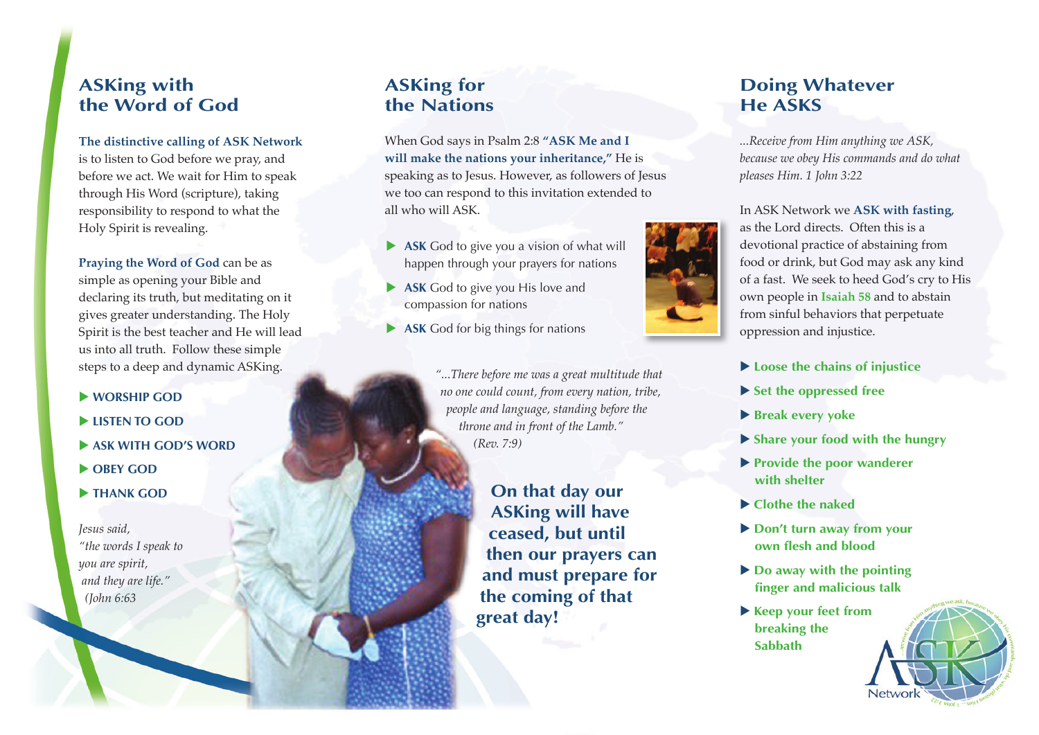## ASKing with the Word of God

**The distinctive calling of ASK Network** is to listen to God before we pray, and before we act. We wait for Him to speak through His Word (scripture), taking responsibility to respond to what the Holy Spirit is revealing.

**Praying the Word of God** can be as simple as opening your Bible and declaring its truth, but meditating on it gives greater understanding. The Holy Spirit is the best teacher and He will lead us into all truth. Follow these simple steps to a deep and dynamic ASKing.

- **WORSHIP GOD**
- **LISTEN TO GOD**
- **ASK WITH GOD'S WORD**
- **OBEY GOD**
- **THANK GOD**

*Jesus said, "the words I speak to you are spirit, and they are life." (John 6:63*

## ASKing for the Nations

When God says in Psalm 2:8 **"ASK Me and I will make the nations your inheritance,"** He is speaking as to Jesus. However, as followers of Jesus we too can respond to this invitation extended to all who will ASK.

- **ASK** God to give you a vision of what will happen through your prayers for nations
- **ASK** God to give you His love and compassion for nations
- **ASK** God for big things for nations

*"...There before me was a great multitude that no one could count, from every nation, tribe, people and language, standing before the throne and in front of the Lamb." (Rev. 7:9)*

**On that day our ASKing will have ceased, but until then our prayers can and must prepare for the coming of that great day!**

## Doing Whatever He ASKS

*...Receive from Him anything we ASK, because we obey His commands and do what pleases Him. 1 John 3:22*

In ASK Network we **ASK with fasting**, as the Lord directs. Often this is a devotional practice of abstaining from food or drink, but God may ask any kind of a fast. We seek to heed God's cry to His own people in **Isaiah 58** and to abstain from sinful behaviors that perpetuate oppression and injustice.

- **Loose the chains of injustice**
- **Set the oppressed free**
- **Break every yoke**
- **Share your food with the hungry**
- **Provide the poor wanderer with shelter**
- **Clothe the naked**
- **Don't turn away from your own flesh and blood**
- **Do away with the pointing finger and malicious talk**
- **Keep your feet from breaking the Sabbath**

ASK Network